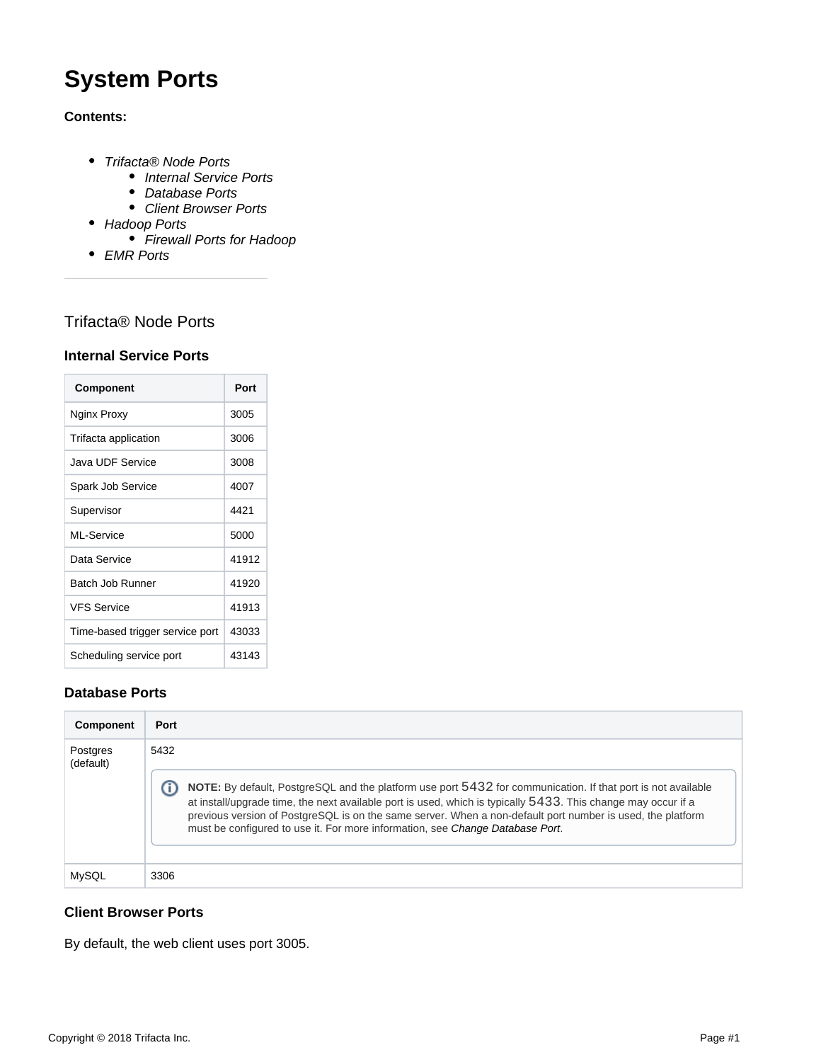# System Ports

**Contents:**

- *Trifacta® Node Ports*
  - *Internal Service Ports*
  - *Database Ports*
  - *Client Browser Ports*
- *Hadoop Ports*
  - *Firewall Ports for Hadoop*
- *EMR Ports*

---

## Trifacta® Node Ports

### Internal Service Ports

| Component | Port |
|---|---|
| Nginx Proxy | 3005 |
| Trifacta application | 3006 |
| Java UDF Service | 3008 |
| Spark Job Service | 4007 |
| Supervisor | 4421 |
| ML-Service | 5000 |
| Data Service | 41912 |
| Batch Job Runner | 41920 |
| VFS Service | 41913 |
| Time-based trigger service port | 43033 |
| Scheduling service port | 43143 |

### Database Ports

| Component | Port |
|---|---|
| Postgres (default) | 5432<br><br>**NOTE:** By default, PostgreSQL and the platform use port 5432 for communication. If that port is not available at install/upgrade time, the next available port is used, which is typically 5433. This change may occur if a previous version of PostgreSQL is on the same server. When a non-default port number is used, the platform must be configured to use it. For more information, see *Change Database Port*. |
| MySQL | 3306 |

### Client Browser Ports

By default, the web client uses port 3005.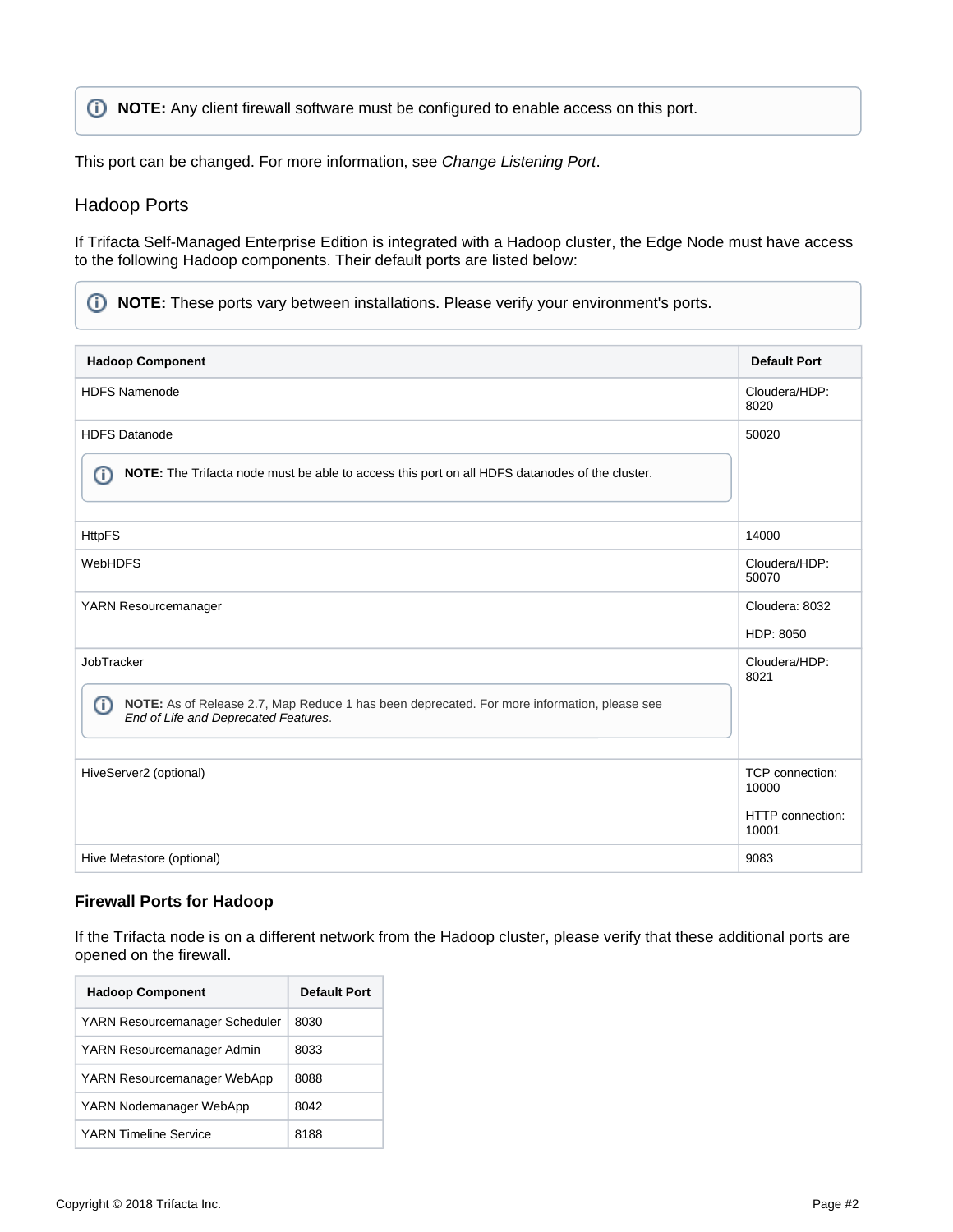> **NOTE:** Any client firewall software must be configured to enable access on this port.

This port can be changed. For more information, see *Change Listening Port*.

## Hadoop Ports

If Trifacta Self-Managed Enterprise Edition is integrated with a Hadoop cluster, the Edge Node must have access to the following Hadoop components. Their default ports are listed below:

> **NOTE:** These ports vary between installations. Please verify your environment's ports.

| Hadoop Component | Default Port |
| --- | --- |
| HDFS Namenode | Cloudera/HDP: 8020 |
| HDFS Datanode<br><br>**NOTE:** The Trifacta node must be able to access this port on all HDFS datanodes of the cluster. | 50020 |
| HttpFS | 14000 |
| WebHDFS | Cloudera/HDP: 50070 |
| YARN Resourcemanager | Cloudera: 8032<br><br>HDP: 8050 |
| JobTracker<br><br>**NOTE:** As of Release 2.7, Map Reduce 1 has been deprecated. For more information, please see *End of Life and Deprecated Features*. | Cloudera/HDP: 8021 |
| HiveServer2 (optional) | TCP connection: 10000<br><br>HTTP connection: 10001 |
| Hive Metastore (optional) | 9083 |

### Firewall Ports for Hadoop

If the Trifacta node is on a different network from the Hadoop cluster, please verify that these additional ports are opened on the firewall.

| Hadoop Component | Default Port |
| --- | --- |
| YARN Resourcemanager Scheduler | 8030 |
| YARN Resourcemanager Admin | 8033 |
| YARN Resourcemanager WebApp | 8088 |
| YARN Nodemanager WebApp | 8042 |
| YARN Timeline Service | 8188 |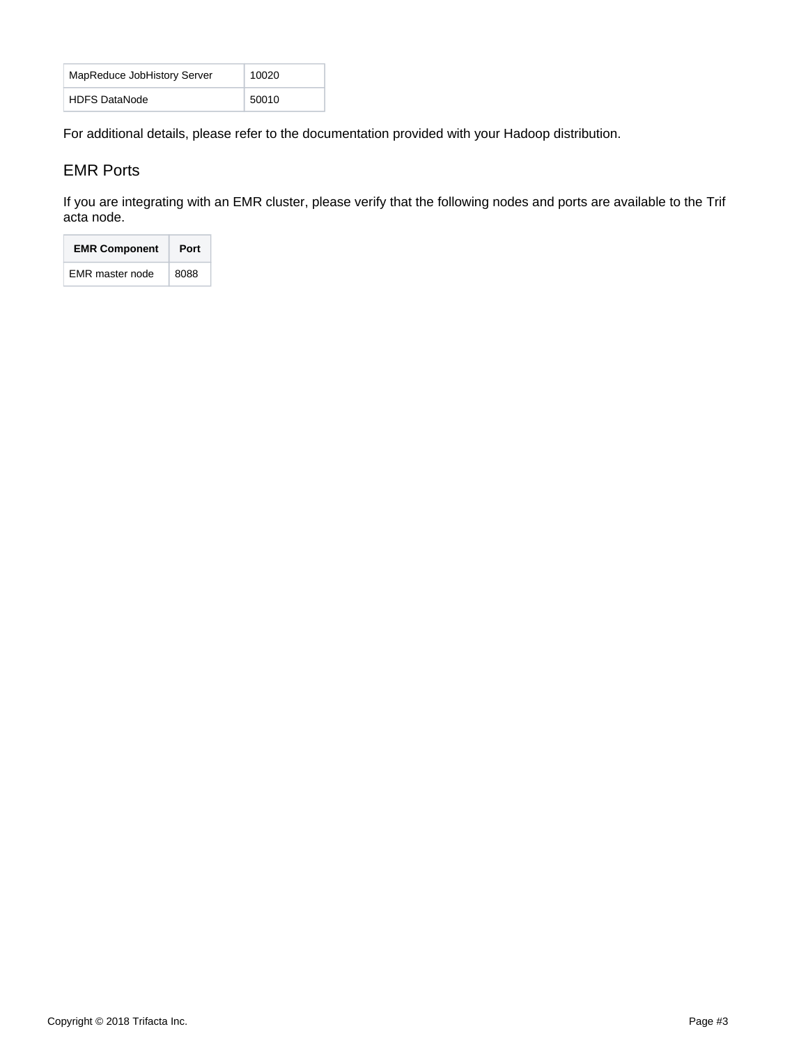| | |
|---|---|
| MapReduce JobHistory Server | 10020 |
| HDFS DataNode | 50010 |

For additional details, please refer to the documentation provided with your Hadoop distribution.

## EMR Ports

If you are integrating with an EMR cluster, please verify that the following nodes and ports are available to the Trifacta node.

| EMR Component | Port |
|---|---|
| EMR master node | 8088 |